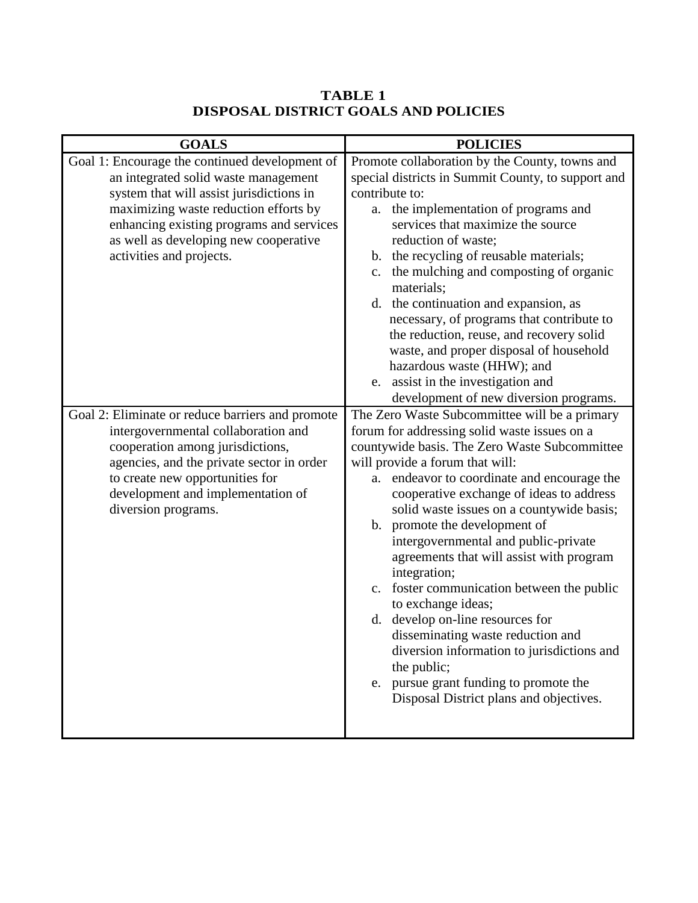**TABLE 1**
**DISPOSAL DISTRICT GOALS AND POLICIES**

| GOALS | POLICIES |
|---|---|
| Goal 1: Encourage the continued development of an integrated solid waste management system that will assist jurisdictions in maximizing waste reduction efforts by enhancing existing programs and services as well as developing new cooperative activities and projects. | Promote collaboration by the County, towns and special districts in Summit County, to support and contribute to:<br>a. the implementation of programs and services that maximize the source reduction of waste;<br>b. the recycling of reusable materials;<br>c. the mulching and composting of organic materials;<br>d. the continuation and expansion, as necessary, of programs that contribute to the reduction, reuse, and recovery solid waste, and proper disposal of household hazardous waste (HHW); and<br>e. assist in the investigation and development of new diversion programs. |
| Goal 2: Eliminate or reduce barriers and promote intergovernmental collaboration and cooperation among jurisdictions, agencies, and the private sector in order to create new opportunities for development and implementation of diversion programs. | The Zero Waste Subcommittee will be a primary forum for addressing solid waste issues on a countywide basis. The Zero Waste Subcommittee will provide a forum that will:<br>a. endeavor to coordinate and encourage the cooperative exchange of ideas to address solid waste issues on a countywide basis;<br>b. promote the development of intergovernmental and public-private agreements that will assist with program integration;<br>c. foster communication between the public to exchange ideas;<br>d. develop on-line resources for disseminating waste reduction and diversion information to jurisdictions and the public;<br>e. pursue grant funding to promote the Disposal District plans and objectives. |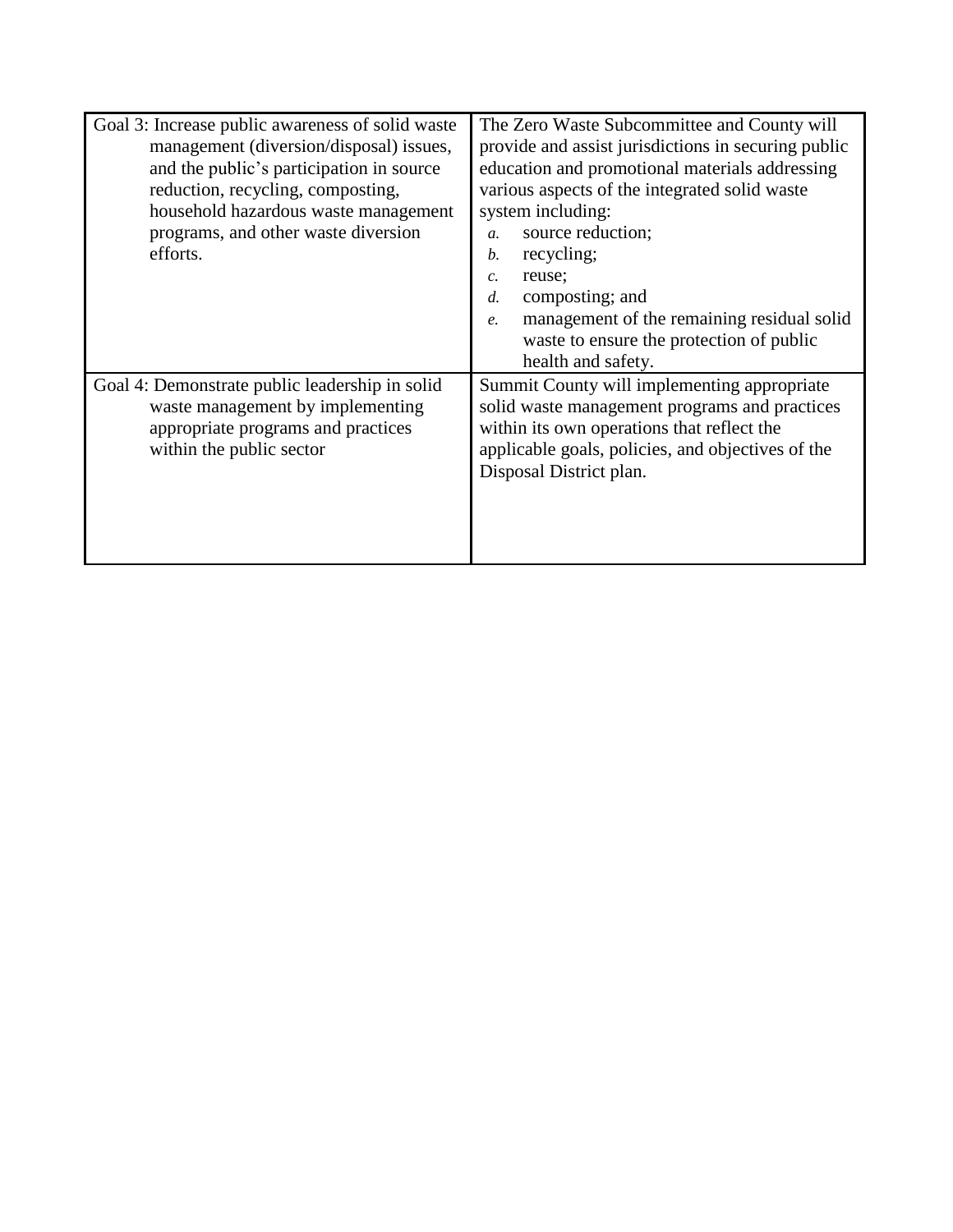| | |
|---|---|
| Goal 3: Increase public awareness of solid waste management (diversion/disposal) issues, and the public's participation in source reduction, recycling, composting, household hazardous waste management programs, and other waste diversion efforts. | The Zero Waste Subcommittee and County will provide and assist jurisdictions in securing public education and promotional materials addressing various aspects of the integrated solid waste system including: *a.* source reduction; *b.* recycling; *c.* reuse; *d.* composting; and *e.* management of the remaining residual solid waste to ensure the protection of public health and safety. |
| Goal 4: Demonstrate public leadership in solid waste management by implementing appropriate programs and practices within the public sector | Summit County will implementing appropriate solid waste management programs and practices within its own operations that reflect the applicable goals, policies, and objectives of the Disposal District plan. |